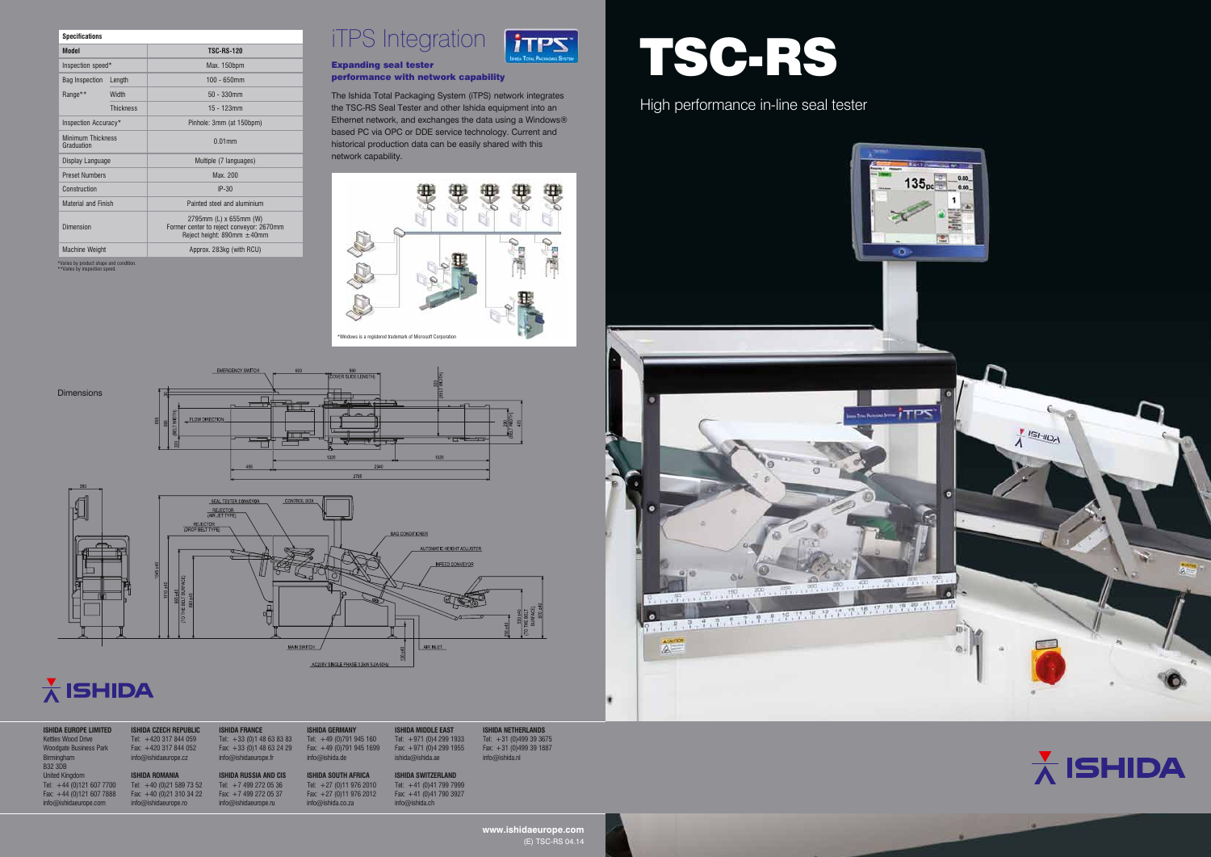# TSC-RS

High performance in-line seal tester

## Specifications

| Model | | TSC-RS-120 |
|---|---|---|
| Inspection speed* | | Max. 150bpm |
| Bag Inspection Range** | Length | 100 - 650mm |
| | Width | 50 - 330mm |
| | Thickness | 15 - 123mm |
| Inspection Accuracy* | | Pinhole: 3mm (at 150bpm) |
| Minimum Thickness Graduation | | 0.01mm |
| Display Language | | Multiple (7 languages) |
| Preset Numbers | | Max. 200 |
| Construction | | IP-30 |
| Material and Finish | | Painted steel and aluminium |
| Dimension | | 2795mm (L) x 655mm (W) Former center to reject conveyor: 2670mm Reject height: 890mm ±40mm |
| Machine Weight | | Approx. 283kg (with RCU) |

*Varies by product shape and condition.
**Varies by inspection speed.

## iTPS Integration

**Expanding seal tester performance with network capability**

The Ishida Total Packaging System (iTPS) network integrates the TSC-RS Seal Tester and other Ishida equipment into an Ethernet network, and exchanges the data using a Windows® based PC via OPC or DDE service technology. Current and historical production data can be easily shared with this network capability.

*Windows is a registered trademark of Microsoft Corporation

## Dimensions

**ISHIDA**

**ISHIDA EUROPE LIMITED**
Kettles Wood Drive
Woodgate Business Park
Birmingham
B32 3DB
United Kingdom
Tel: +44 (0)121 607 7700
Fax: +44 (0)121 607 7888
info@ishidaeurope.com

**ISHIDA CZECH REPUBLIC**
Tel: +420 317 844 059
Fax: +420 317 844 052
info@ishidaeurope.cz

**ISHIDA ROMANIA**
Tel: +40 (0)21 589 73 52
Fax: +40 (0)21 310 34 22
info@ishidaeurope.ro

**ISHIDA FRANCE**
Tel: +33 (0)1 48 63 83 83
Fax: +33 (0)1 48 63 24 29
info@ishidaeurope.fr

**ISHIDA RUSSIA AND CIS**
Tel: +7 499 272 05 36
Fax: +7 499 272 05 37
info@ishidaeurope.ru

**ISHIDA GERMANY**
Tel: +49 (0)791 945 160
Fax: +49 (0)791 945 1699
info@ishida.de

**ISHIDA SOUTH AFRICA**
Tel: +27 (0)11 976 2010
Fax: +27 (0)11 976 2012
info@ishida.co.za

**ISHIDA MIDDLE EAST**
Tel: +971 (0)4 299 1933
Fax: +971 (0)4 299 1955
ishida@ishida.ae

**ISHIDA SWITZERLAND**
Tel: +41 (0)41 799 7999
Fax: +41 (0)41 799 3927
info@ishida.ch

**ISHIDA NETHERLANDS**
Tel: +31 (0)499 39 3675
Fax: +31 (0)499 39 1887
info@ishida.nl

**www.ishidaeurope.com**
(E) TSC-RS 04.14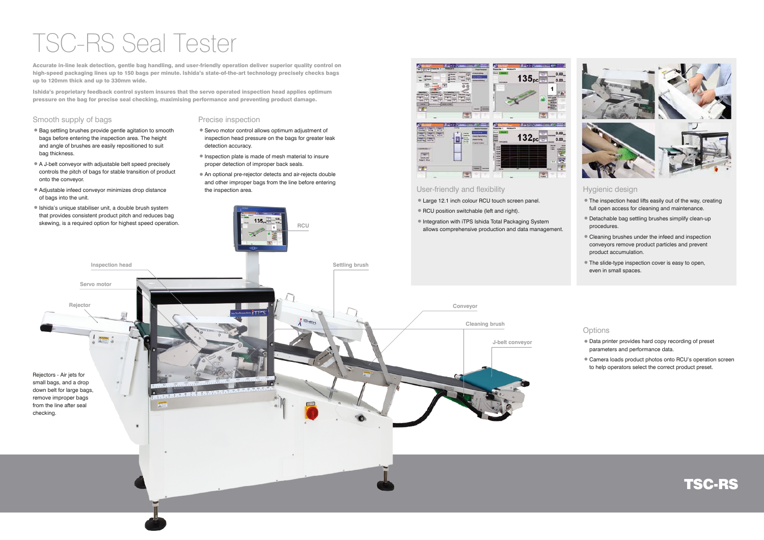# TSC-RS Seal Tester

**Accurate in-line leak detection, gentle bag handling, and user-friendly operation deliver superior quality control on high-speed packaging lines up to 150 bags per minute. Ishida's state-of-the-art technology precisely checks bags up to 120mm thick and up to 330mm wide.**

**Ishida's proprietary feedback control system insures that the servo operated inspection head applies optimum pressure on the bag for precise seal checking, maximising performance and preventing product damage.**

## Smooth supply of bags

- Bag settling brushes provide gentle agitation to smooth bags before entering the inspection area. The height and angle of brushes are easily repositioned to suit bag thickness.
- A J-belt conveyor with adjustable belt speed precisely controls the pitch of bags for stable transition of product onto the conveyor.
- Adjustable infeed conveyor minimizes drop distance of bags into the unit.
- Ishida's unique stabiliser unit, a double brush system that provides consistent product pitch and reduces bag skewing, is a required option for highest speed operation.

## Precise inspection

- Servo motor control allows optimum adjustment of inspection head pressure on the bags for greater leak detection accuracy.
- Inspection plate is made of mesh material to insure proper detection of improper back seals.
- An optional pre-rejector detects and air-rejects double and other improper bags from the line before entering the inspection area.

RCU

Inspection head

Servo motor

Rejector

Settling brush

Conveyor

Cleaning brush

J-belt conveyor

Rejectors - Air jets for small bags, and a drop down belt for large bags, remove improper bags from the line after seal checking.

## User-friendly and flexibility

- Large 12.1 inch colour RCU touch screen panel.
- RCU position switchable (left and right).
- Integration with iTPS Ishida Total Packaging System allows comprehensive production and data management.

## Hygienic design

- The inspection head lifts easily out of the way, creating full open access for cleaning and maintenance.
- Detachable bag settling brushes simplify clean-up procedures.
- Cleaning brushes under the infeed and inspection conveyors remove product particles and prevent product accumulation.
- The slide-type inspection cover is easy to open, even in small spaces.

## Options

- Data printer provides hard copy recording of preset parameters and performance data.
- Camera loads product photos onto RCU's operation screen to help operators select the correct product preset.

TSC-RS